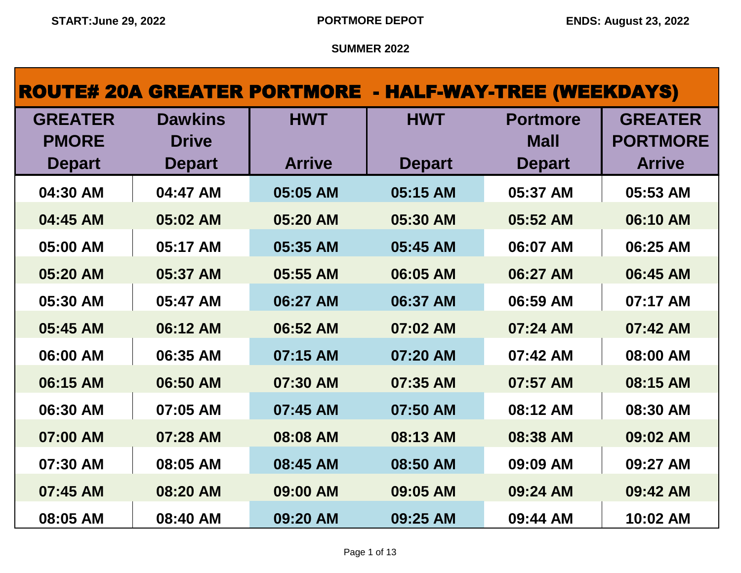START:June 29, 2022 | PORTMORE DEPOT | ENDS: August 23, 2022

SUMMER 2022

# ROUTE# 20A GREATER PORTMORE - HALF-WAY-TREE (WEEKDAYS)

| GREATER PMORE Depart | Dawkins Drive Depart | HWT Arrive | HWT Depart | Portmore Mall Depart | GREATER PORTMORE Arrive |
|---|---|---|---|---|---|
| 04:30 AM | 04:47 AM | 05:05 AM | 05:15 AM | 05:37 AM | 05:53 AM |
| 04:45 AM | 05:02 AM | 05:20 AM | 05:30 AM | 05:52 AM | 06:10 AM |
| 05:00 AM | 05:17 AM | 05:35 AM | 05:45 AM | 06:07 AM | 06:25 AM |
| 05:20 AM | 05:37 AM | 05:55 AM | 06:05 AM | 06:27 AM | 06:45 AM |
| 05:30 AM | 05:47 AM | 06:27 AM | 06:37 AM | 06:59 AM | 07:17 AM |
| 05:45 AM | 06:12 AM | 06:52 AM | 07:02 AM | 07:24 AM | 07:42 AM |
| 06:00 AM | 06:35 AM | 07:15 AM | 07:20 AM | 07:42 AM | 08:00 AM |
| 06:15 AM | 06:50 AM | 07:30 AM | 07:35 AM | 07:57 AM | 08:15 AM |
| 06:30 AM | 07:05 AM | 07:45 AM | 07:50 AM | 08:12 AM | 08:30 AM |
| 07:00 AM | 07:28 AM | 08:08 AM | 08:13 AM | 08:38 AM | 09:02 AM |
| 07:30 AM | 08:05 AM | 08:45 AM | 08:50 AM | 09:09 AM | 09:27 AM |
| 07:45 AM | 08:20 AM | 09:00 AM | 09:05 AM | 09:24 AM | 09:42 AM |
| 08:05 AM | 08:40 AM | 09:20 AM | 09:25 AM | 09:44 AM | 10:02 AM |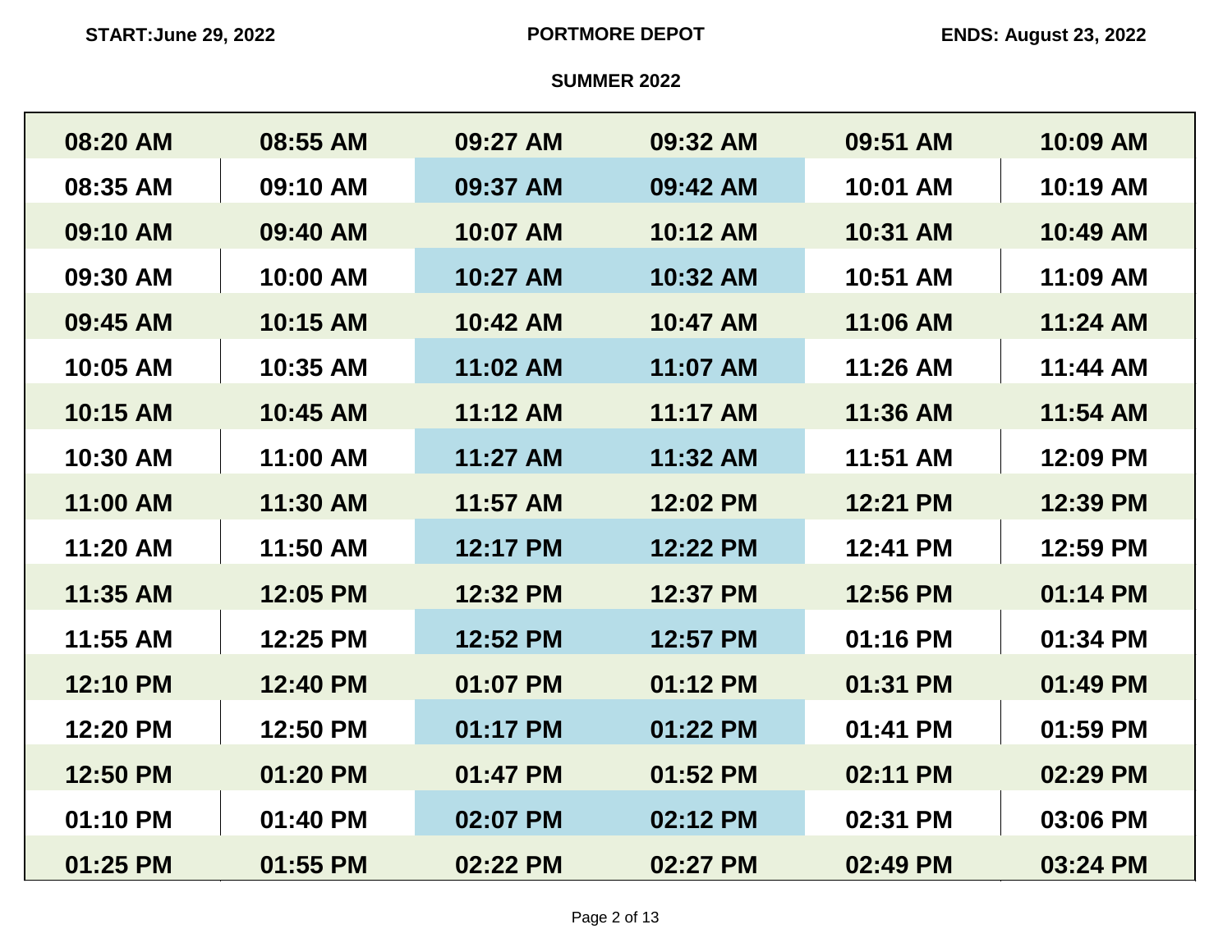START:June 29, 2022 — PORTMORE DEPOT — ENDS: August 23, 2022

**SUMMER 2022**

| | | | | | |
|---|---|---|---|---|---|
| 08:20 AM | 08:55 AM | 09:27 AM | 09:32 AM | 09:51 AM | 10:09 AM |
| 08:35 AM | 09:10 AM | 09:37 AM | 09:42 AM | 10:01 AM | 10:19 AM |
| 09:10 AM | 09:40 AM | 10:07 AM | 10:12 AM | 10:31 AM | 10:49 AM |
| 09:30 AM | 10:00 AM | 10:27 AM | 10:32 AM | 10:51 AM | 11:09 AM |
| 09:45 AM | 10:15 AM | 10:42 AM | 10:47 AM | 11:06 AM | 11:24 AM |
| 10:05 AM | 10:35 AM | 11:02 AM | 11:07 AM | 11:26 AM | 11:44 AM |
| 10:15 AM | 10:45 AM | 11:12 AM | 11:17 AM | 11:36 AM | 11:54 AM |
| 10:30 AM | 11:00 AM | 11:27 AM | 11:32 AM | 11:51 AM | 12:09 PM |
| 11:00 AM | 11:30 AM | 11:57 AM | 12:02 PM | 12:21 PM | 12:39 PM |
| 11:20 AM | 11:50 AM | 12:17 PM | 12:22 PM | 12:41 PM | 12:59 PM |
| 11:35 AM | 12:05 PM | 12:32 PM | 12:37 PM | 12:56 PM | 01:14 PM |
| 11:55 AM | 12:25 PM | 12:52 PM | 12:57 PM | 01:16 PM | 01:34 PM |
| 12:10 PM | 12:40 PM | 01:07 PM | 01:12 PM | 01:31 PM | 01:49 PM |
| 12:20 PM | 12:50 PM | 01:17 PM | 01:22 PM | 01:41 PM | 01:59 PM |
| 12:50 PM | 01:20 PM | 01:47 PM | 01:52 PM | 02:11 PM | 02:29 PM |
| 01:10 PM | 01:40 PM | 02:07 PM | 02:12 PM | 02:31 PM | 03:06 PM |
| 01:25 PM | 01:55 PM | 02:22 PM | 02:27 PM | 02:49 PM | 03:24 PM |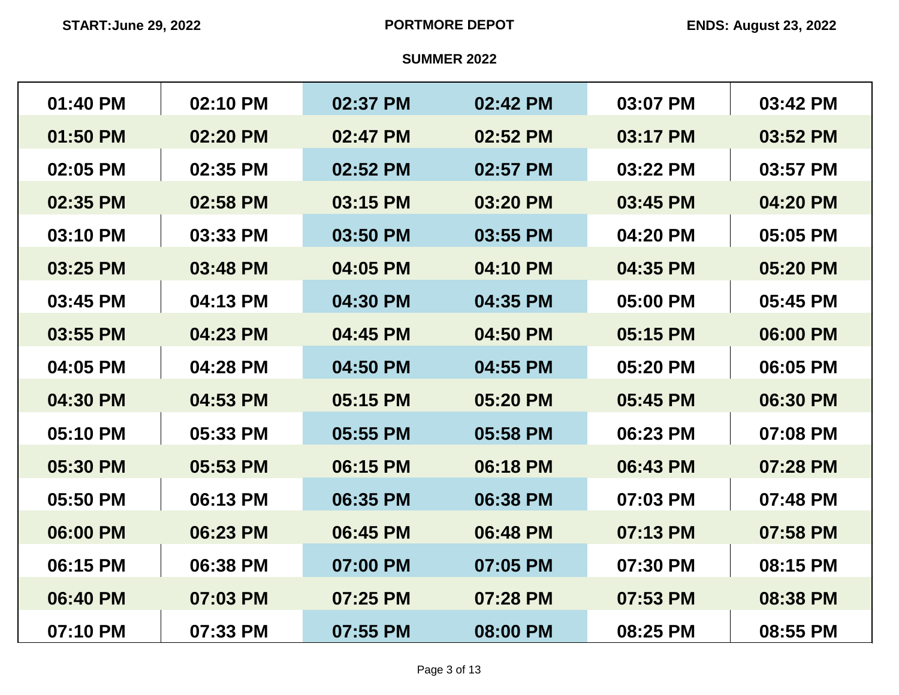START:June 29, 2022 **PORTMORE DEPOT** ENDS: August 23, 2022

**SUMMER 2022**

| | | | | | |
|---|---|---|---|---|---|
| 01:40 PM | 02:10 PM | 02:37 PM | 02:42 PM | 03:07 PM | 03:42 PM |
| 01:50 PM | 02:20 PM | 02:47 PM | 02:52 PM | 03:17 PM | 03:52 PM |
| 02:05 PM | 02:35 PM | 02:52 PM | 02:57 PM | 03:22 PM | 03:57 PM |
| 02:35 PM | 02:58 PM | 03:15 PM | 03:20 PM | 03:45 PM | 04:20 PM |
| 03:10 PM | 03:33 PM | 03:50 PM | 03:55 PM | 04:20 PM | 05:05 PM |
| 03:25 PM | 03:48 PM | 04:05 PM | 04:10 PM | 04:35 PM | 05:20 PM |
| 03:45 PM | 04:13 PM | 04:30 PM | 04:35 PM | 05:00 PM | 05:45 PM |
| 03:55 PM | 04:23 PM | 04:45 PM | 04:50 PM | 05:15 PM | 06:00 PM |
| 04:05 PM | 04:28 PM | 04:50 PM | 04:55 PM | 05:20 PM | 06:05 PM |
| 04:30 PM | 04:53 PM | 05:15 PM | 05:20 PM | 05:45 PM | 06:30 PM |
| 05:10 PM | 05:33 PM | 05:55 PM | 05:58 PM | 06:23 PM | 07:08 PM |
| 05:30 PM | 05:53 PM | 06:15 PM | 06:18 PM | 06:43 PM | 07:28 PM |
| 05:50 PM | 06:13 PM | 06:35 PM | 06:38 PM | 07:03 PM | 07:48 PM |
| 06:00 PM | 06:23 PM | 06:45 PM | 06:48 PM | 07:13 PM | 07:58 PM |
| 06:15 PM | 06:38 PM | 07:00 PM | 07:05 PM | 07:30 PM | 08:15 PM |
| 06:40 PM | 07:03 PM | 07:25 PM | 07:28 PM | 07:53 PM | 08:38 PM |
| 07:10 PM | 07:33 PM | 07:55 PM | 08:00 PM | 08:25 PM | 08:55 PM |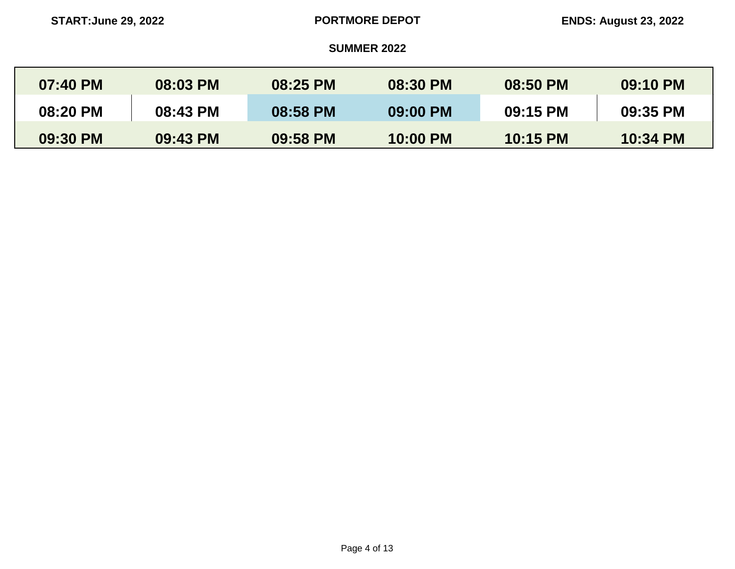START:June 29, 2022 **PORTMORE DEPOT** ENDS: August 23, 2022

**SUMMER 2022**

| | | | | | |
|---|---|---|---|---|---|
| 07:40 PM | 08:03 PM | 08:25 PM | 08:30 PM | 08:50 PM | 09:10 PM |
| 08:20 PM | 08:43 PM | 08:58 PM | 09:00 PM | 09:15 PM | 09:35 PM |
| 09:30 PM | 09:43 PM | 09:58 PM | 10:00 PM | 10:15 PM | 10:34 PM |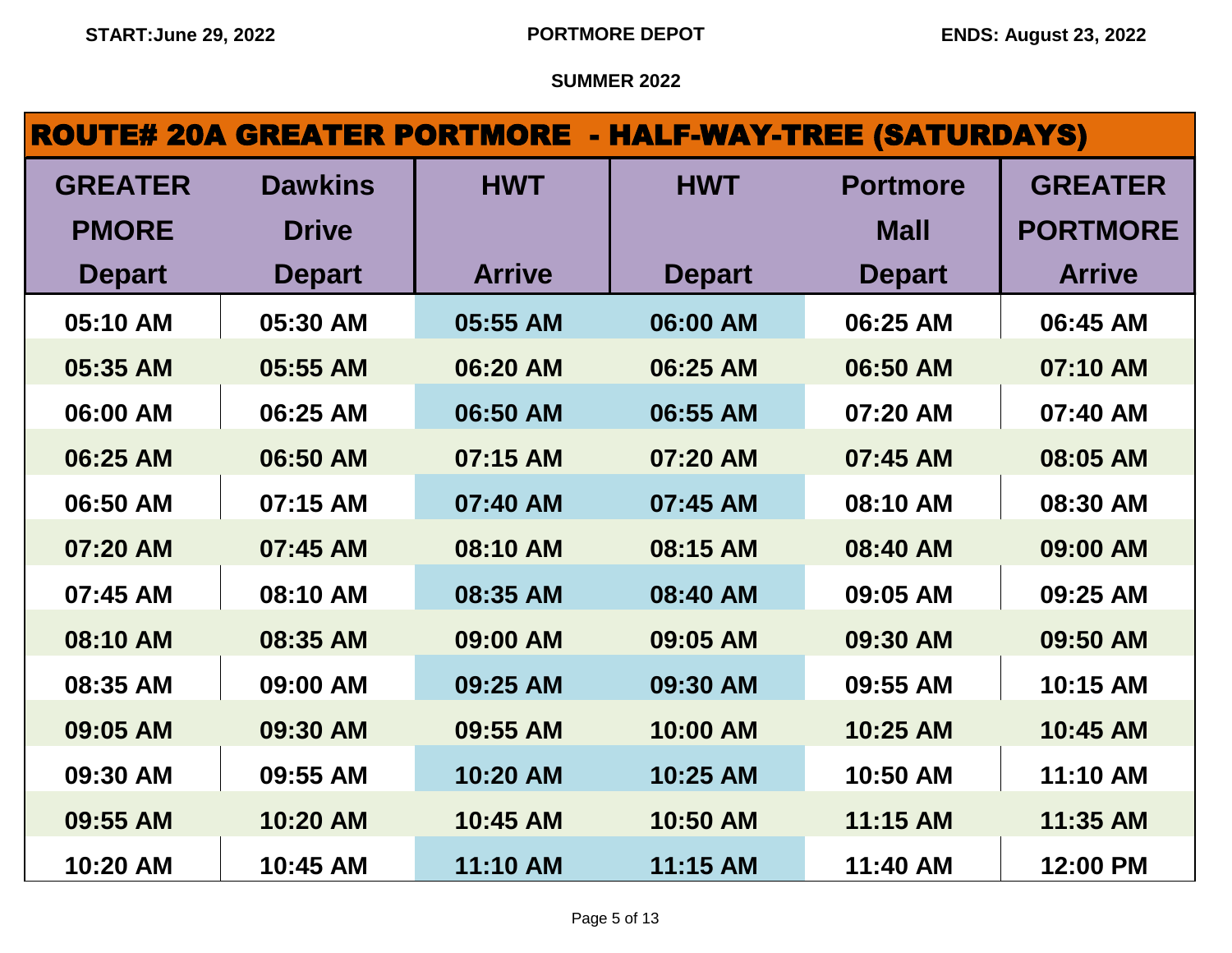START:June 29, 2022 | PORTMORE DEPOT | ENDS: August 23, 2022

SUMMER 2022

## ROUTE# 20A GREATER PORTMORE - HALF-WAY-TREE (SATURDAYS)

| GREATER PMORE Depart | Dawkins Drive Depart | HWT Arrive | HWT Depart | Portmore Mall Depart | GREATER PORTMORE Arrive |
|---|---|---|---|---|---|
| 05:10 AM | 05:30 AM | 05:55 AM | 06:00 AM | 06:25 AM | 06:45 AM |
| 05:35 AM | 05:55 AM | 06:20 AM | 06:25 AM | 06:50 AM | 07:10 AM |
| 06:00 AM | 06:25 AM | 06:50 AM | 06:55 AM | 07:20 AM | 07:40 AM |
| 06:25 AM | 06:50 AM | 07:15 AM | 07:20 AM | 07:45 AM | 08:05 AM |
| 06:50 AM | 07:15 AM | 07:40 AM | 07:45 AM | 08:10 AM | 08:30 AM |
| 07:20 AM | 07:45 AM | 08:10 AM | 08:15 AM | 08:40 AM | 09:00 AM |
| 07:45 AM | 08:10 AM | 08:35 AM | 08:40 AM | 09:05 AM | 09:25 AM |
| 08:10 AM | 08:35 AM | 09:00 AM | 09:05 AM | 09:30 AM | 09:50 AM |
| 08:35 AM | 09:00 AM | 09:25 AM | 09:30 AM | 09:55 AM | 10:15 AM |
| 09:05 AM | 09:30 AM | 09:55 AM | 10:00 AM | 10:25 AM | 10:45 AM |
| 09:30 AM | 09:55 AM | 10:20 AM | 10:25 AM | 10:50 AM | 11:10 AM |
| 09:55 AM | 10:20 AM | 10:45 AM | 10:50 AM | 11:15 AM | 11:35 AM |
| 10:20 AM | 10:45 AM | 11:10 AM | 11:15 AM | 11:40 AM | 12:00 PM |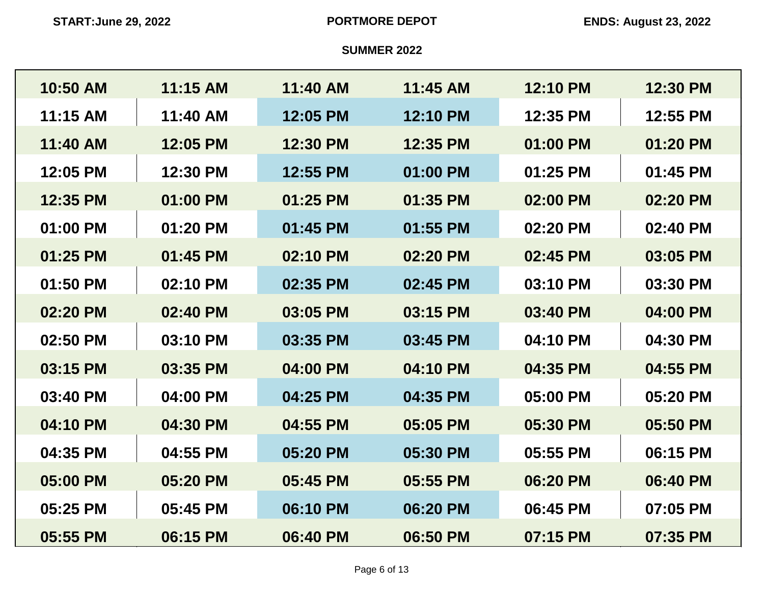START:June 29, 2022 — PORTMORE DEPOT — ENDS: August 23, 2022

## SUMMER 2022

| | | | | | |
|---|---|---|---|---|---|
| 10:50 AM | 11:15 AM | 11:40 AM | 11:45 AM | 12:10 PM | 12:30 PM |
| 11:15 AM | 11:40 AM | 12:05 PM | 12:10 PM | 12:35 PM | 12:55 PM |
| 11:40 AM | 12:05 PM | 12:30 PM | 12:35 PM | 01:00 PM | 01:20 PM |
| 12:05 PM | 12:30 PM | 12:55 PM | 01:00 PM | 01:25 PM | 01:45 PM |
| 12:35 PM | 01:00 PM | 01:25 PM | 01:35 PM | 02:00 PM | 02:20 PM |
| 01:00 PM | 01:20 PM | 01:45 PM | 01:55 PM | 02:20 PM | 02:40 PM |
| 01:25 PM | 01:45 PM | 02:10 PM | 02:20 PM | 02:45 PM | 03:05 PM |
| 01:50 PM | 02:10 PM | 02:35 PM | 02:45 PM | 03:10 PM | 03:30 PM |
| 02:20 PM | 02:40 PM | 03:05 PM | 03:15 PM | 03:40 PM | 04:00 PM |
| 02:50 PM | 03:10 PM | 03:35 PM | 03:45 PM | 04:10 PM | 04:30 PM |
| 03:15 PM | 03:35 PM | 04:00 PM | 04:10 PM | 04:35 PM | 04:55 PM |
| 03:40 PM | 04:00 PM | 04:25 PM | 04:35 PM | 05:00 PM | 05:20 PM |
| 04:10 PM | 04:30 PM | 04:55 PM | 05:05 PM | 05:30 PM | 05:50 PM |
| 04:35 PM | 04:55 PM | 05:20 PM | 05:30 PM | 05:55 PM | 06:15 PM |
| 05:00 PM | 05:20 PM | 05:45 PM | 05:55 PM | 06:20 PM | 06:40 PM |
| 05:25 PM | 05:45 PM | 06:10 PM | 06:20 PM | 06:45 PM | 07:05 PM |
| 05:55 PM | 06:15 PM | 06:40 PM | 06:50 PM | 07:15 PM | 07:35 PM |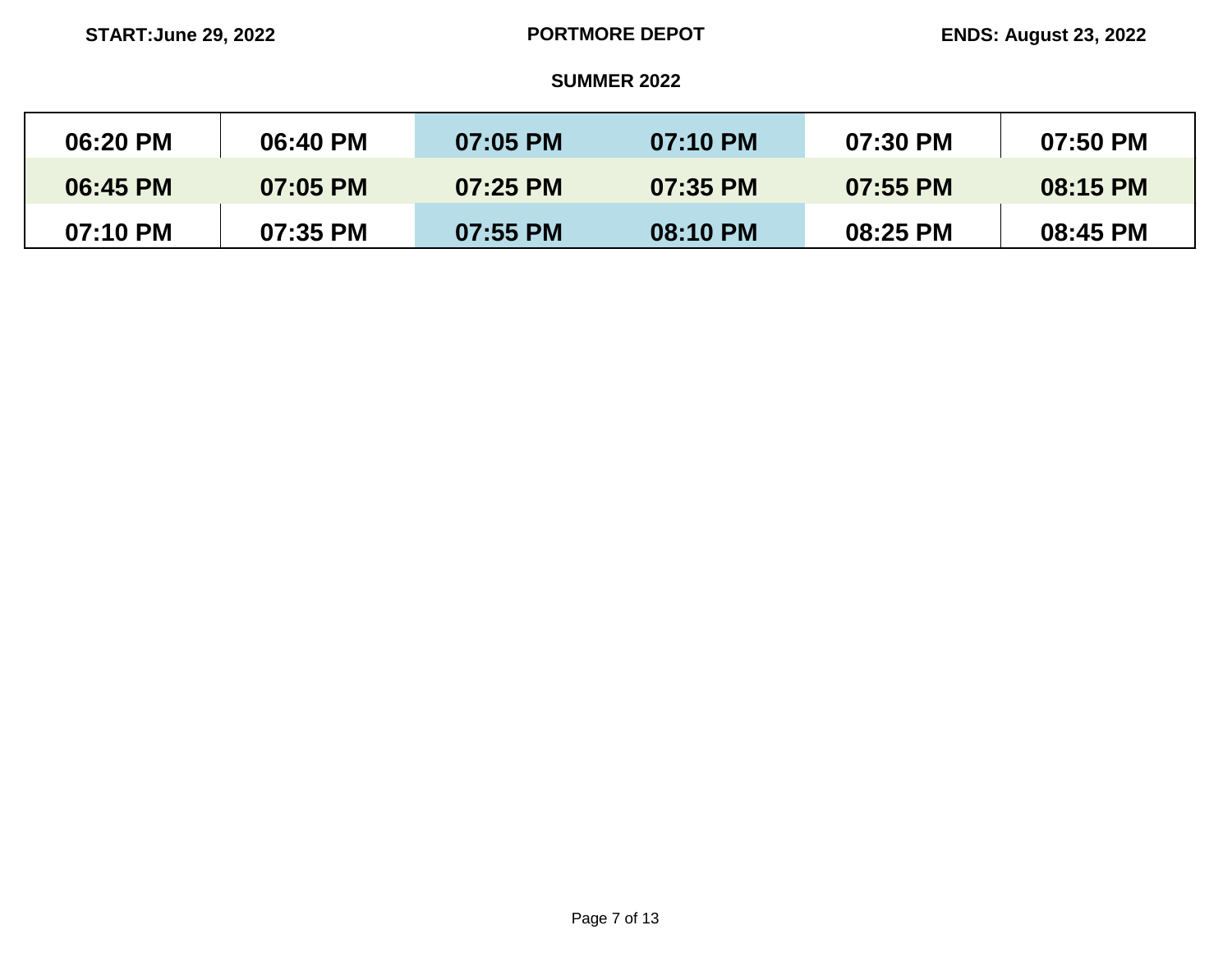START:June 29, 2022

PORTMORE DEPOT

ENDS: August 23, 2022

SUMMER 2022

| | | | | | |
|---|---|---|---|---|---|
| 06:20 PM | 06:40 PM | 07:05 PM | 07:10 PM | 07:30 PM | 07:50 PM |
| 06:45 PM | 07:05 PM | 07:25 PM | 07:35 PM | 07:55 PM | 08:15 PM |
| 07:10 PM | 07:35 PM | 07:55 PM | 08:10 PM | 08:25 PM | 08:45 PM |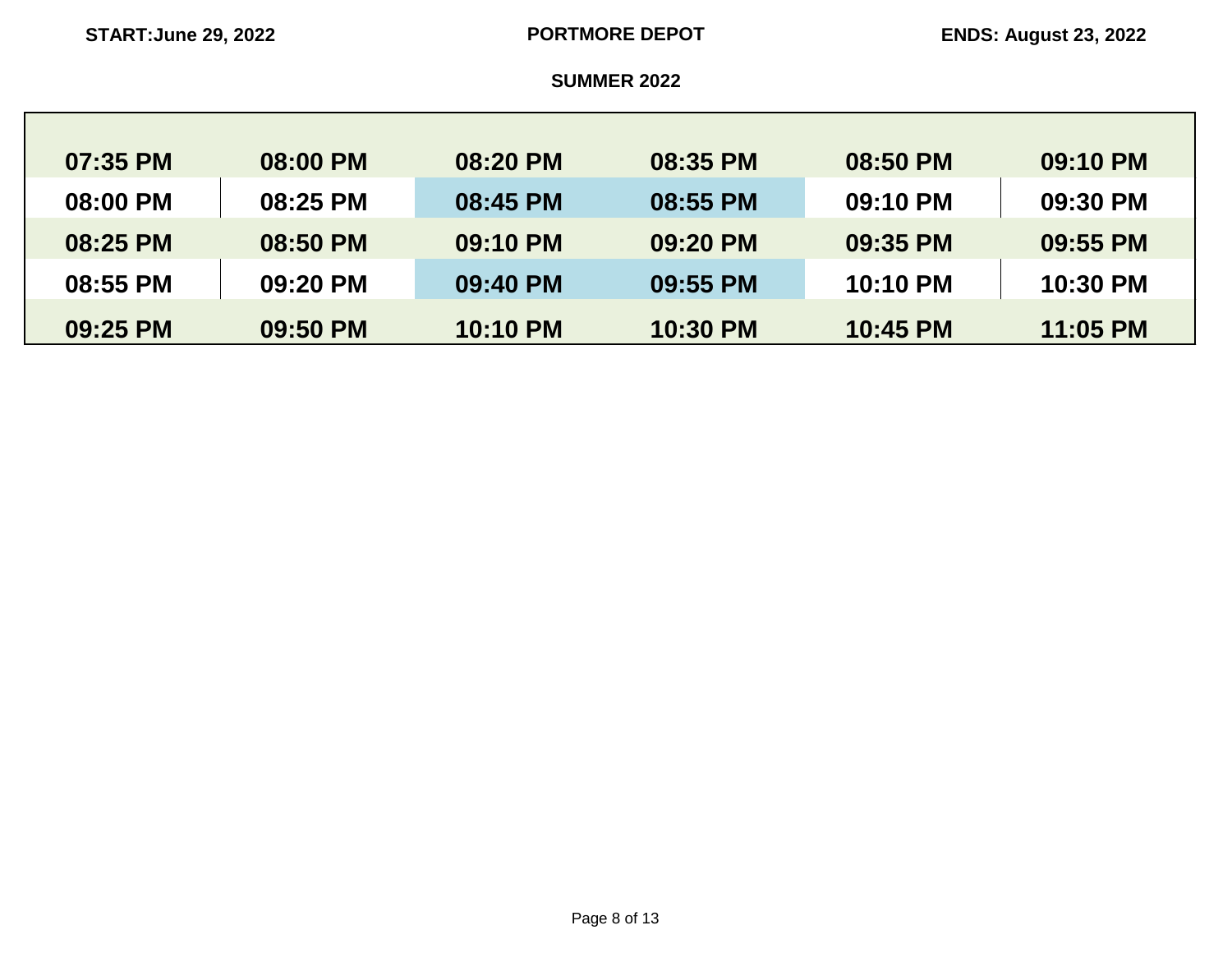START:June 29, 2022 **PORTMORE DEPOT** ENDS: August 23, 2022

**SUMMER 2022**

| | | | | | |
|---|---|---|---|---|---|
| 07:35 PM | 08:00 PM | 08:20 PM | 08:35 PM | 08:50 PM | 09:10 PM |
| 08:00 PM | 08:25 PM | 08:45 PM | 08:55 PM | 09:10 PM | 09:30 PM |
| 08:25 PM | 08:50 PM | 09:10 PM | 09:20 PM | 09:35 PM | 09:55 PM |
| 08:55 PM | 09:20 PM | 09:40 PM | 09:55 PM | 10:10 PM | 10:30 PM |
| 09:25 PM | 09:50 PM | 10:10 PM | 10:30 PM | 10:45 PM | 11:05 PM |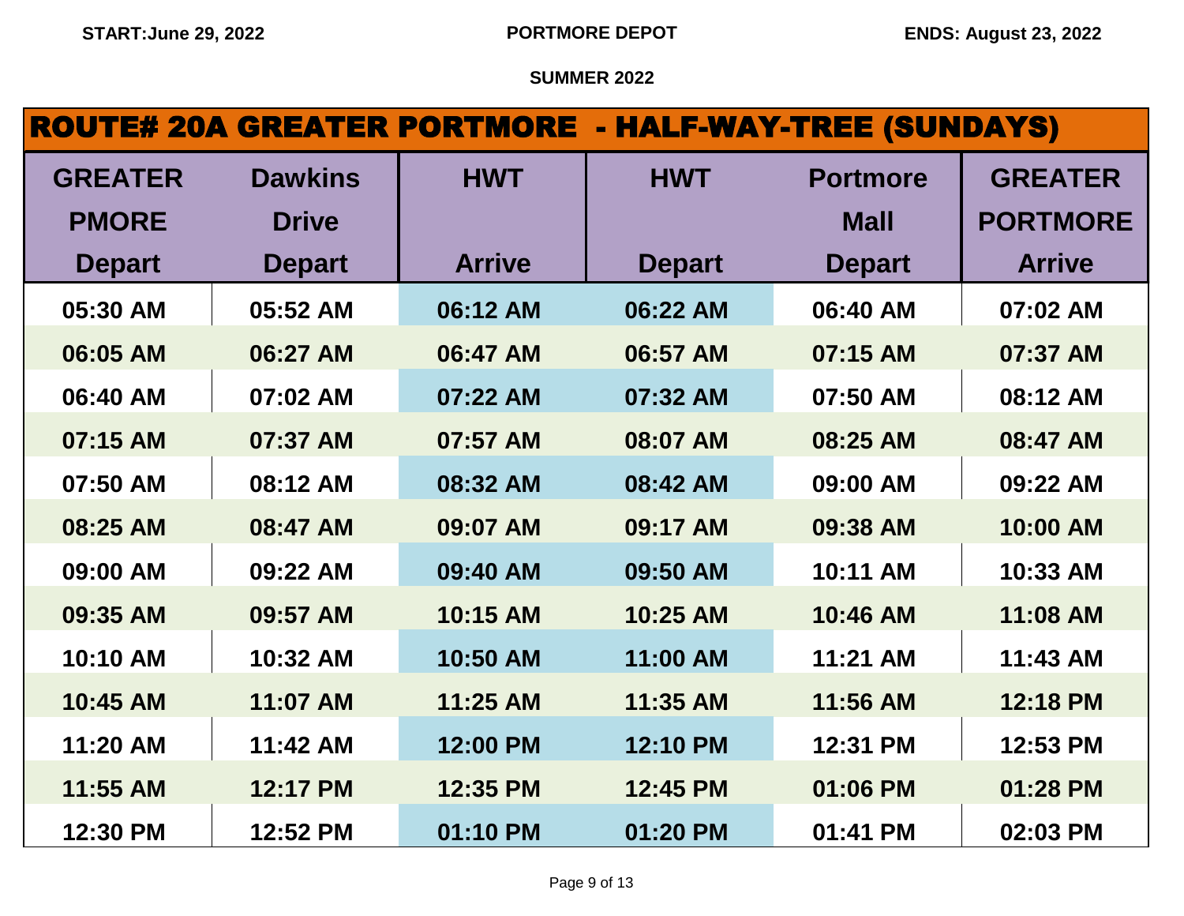START:June 29, 2022 PORTMORE DEPOT ENDS: August 23, 2022

SUMMER 2022

## ROUTE# 20A GREATER PORTMORE - HALF-WAY-TREE (SUNDAYS)

| GREATER PMORE Depart | Dawkins Drive Depart | HWT Arrive | HWT Depart | Portmore Mall Depart | GREATER PORTMORE Arrive |
|---|---|---|---|---|---|
| 05:30 AM | 05:52 AM | 06:12 AM | 06:22 AM | 06:40 AM | 07:02 AM |
| 06:05 AM | 06:27 AM | 06:47 AM | 06:57 AM | 07:15 AM | 07:37 AM |
| 06:40 AM | 07:02 AM | 07:22 AM | 07:32 AM | 07:50 AM | 08:12 AM |
| 07:15 AM | 07:37 AM | 07:57 AM | 08:07 AM | 08:25 AM | 08:47 AM |
| 07:50 AM | 08:12 AM | 08:32 AM | 08:42 AM | 09:00 AM | 09:22 AM |
| 08:25 AM | 08:47 AM | 09:07 AM | 09:17 AM | 09:38 AM | 10:00 AM |
| 09:00 AM | 09:22 AM | 09:40 AM | 09:50 AM | 10:11 AM | 10:33 AM |
| 09:35 AM | 09:57 AM | 10:15 AM | 10:25 AM | 10:46 AM | 11:08 AM |
| 10:10 AM | 10:32 AM | 10:50 AM | 11:00 AM | 11:21 AM | 11:43 AM |
| 10:45 AM | 11:07 AM | 11:25 AM | 11:35 AM | 11:56 AM | 12:18 PM |
| 11:20 AM | 11:42 AM | 12:00 PM | 12:10 PM | 12:31 PM | 12:53 PM |
| 11:55 AM | 12:17 PM | 12:35 PM | 12:45 PM | 01:06 PM | 01:28 PM |
| 12:30 PM | 12:52 PM | 01:10 PM | 01:20 PM | 01:41 PM | 02:03 PM |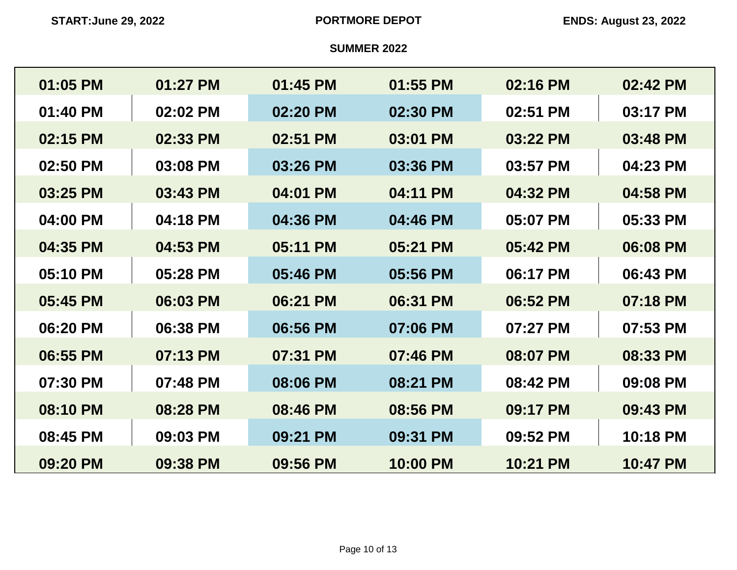**START:June 29, 2022** **PORTMORE DEPOT** **ENDS: August 23, 2022**

**SUMMER 2022**

| | | | | | |
|---|---|---|---|---|---|
| 01:05 PM | 01:27 PM | 01:45 PM | 01:55 PM | 02:16 PM | 02:42 PM |
| 01:40 PM | 02:02 PM | 02:20 PM | 02:30 PM | 02:51 PM | 03:17 PM |
| 02:15 PM | 02:33 PM | 02:51 PM | 03:01 PM | 03:22 PM | 03:48 PM |
| 02:50 PM | 03:08 PM | 03:26 PM | 03:36 PM | 03:57 PM | 04:23 PM |
| 03:25 PM | 03:43 PM | 04:01 PM | 04:11 PM | 04:32 PM | 04:58 PM |
| 04:00 PM | 04:18 PM | 04:36 PM | 04:46 PM | 05:07 PM | 05:33 PM |
| 04:35 PM | 04:53 PM | 05:11 PM | 05:21 PM | 05:42 PM | 06:08 PM |
| 05:10 PM | 05:28 PM | 05:46 PM | 05:56 PM | 06:17 PM | 06:43 PM |
| 05:45 PM | 06:03 PM | 06:21 PM | 06:31 PM | 06:52 PM | 07:18 PM |
| 06:20 PM | 06:38 PM | 06:56 PM | 07:06 PM | 07:27 PM | 07:53 PM |
| 06:55 PM | 07:13 PM | 07:31 PM | 07:46 PM | 08:07 PM | 08:33 PM |
| 07:30 PM | 07:48 PM | 08:06 PM | 08:21 PM | 08:42 PM | 09:08 PM |
| 08:10 PM | 08:28 PM | 08:46 PM | 08:56 PM | 09:17 PM | 09:43 PM |
| 08:45 PM | 09:03 PM | 09:21 PM | 09:31 PM | 09:52 PM | 10:18 PM |
| 09:20 PM | 09:38 PM | 09:56 PM | 10:00 PM | 10:21 PM | 10:47 PM |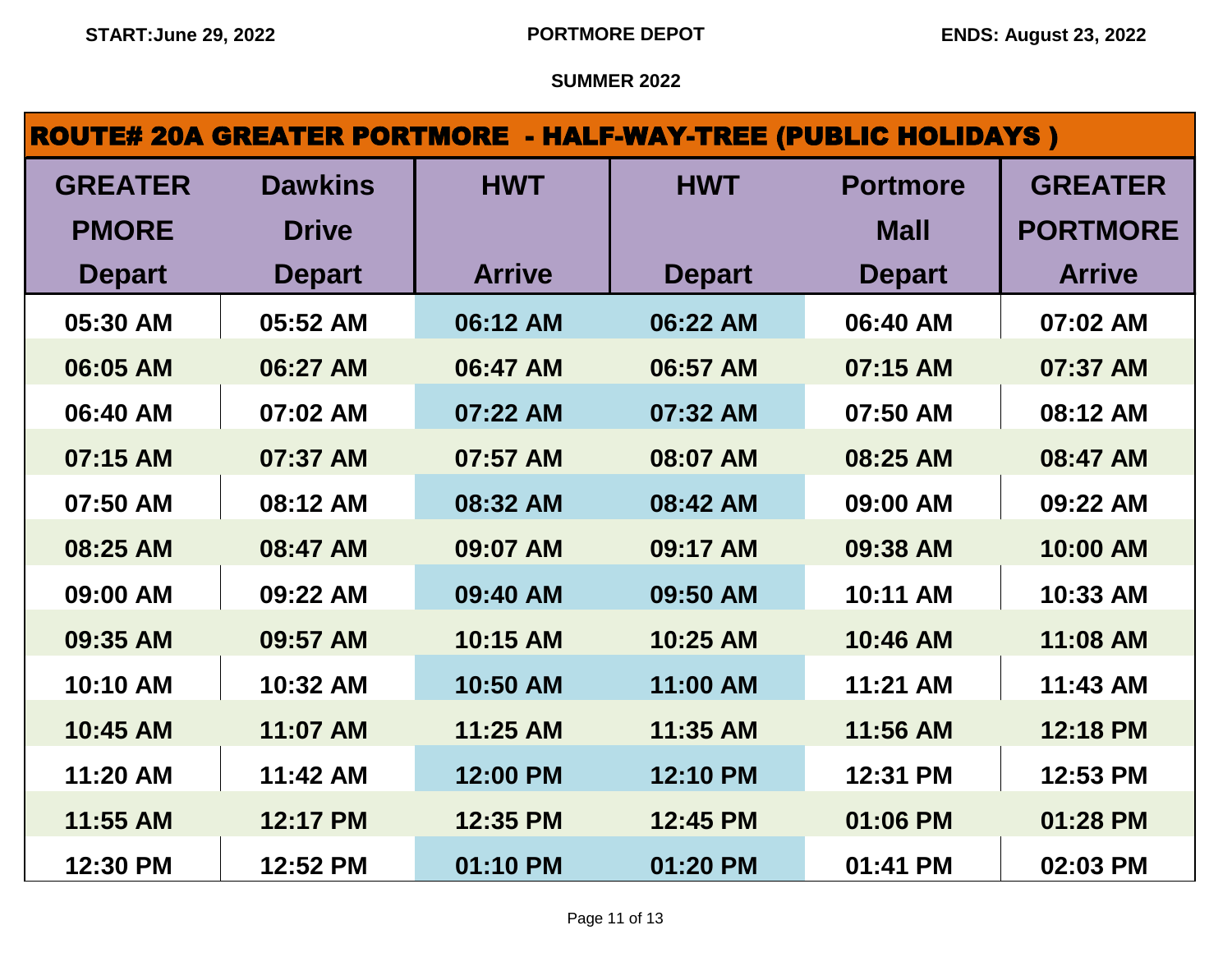START:June 29, 2022 | PORTMORE DEPOT | ENDS: August 23, 2022

SUMMER 2022

## ROUTE# 20A GREATER PORTMORE - HALF-WAY-TREE (PUBLIC HOLIDAYS )

| GREATER PMORE Depart | Dawkins Drive Depart | HWT Arrive | HWT Depart | Portmore Mall Depart | GREATER PORTMORE Arrive |
|---|---|---|---|---|---|
| 05:30 AM | 05:52 AM | 06:12 AM | 06:22 AM | 06:40 AM | 07:02 AM |
| 06:05 AM | 06:27 AM | 06:47 AM | 06:57 AM | 07:15 AM | 07:37 AM |
| 06:40 AM | 07:02 AM | 07:22 AM | 07:32 AM | 07:50 AM | 08:12 AM |
| 07:15 AM | 07:37 AM | 07:57 AM | 08:07 AM | 08:25 AM | 08:47 AM |
| 07:50 AM | 08:12 AM | 08:32 AM | 08:42 AM | 09:00 AM | 09:22 AM |
| 08:25 AM | 08:47 AM | 09:07 AM | 09:17 AM | 09:38 AM | 10:00 AM |
| 09:00 AM | 09:22 AM | 09:40 AM | 09:50 AM | 10:11 AM | 10:33 AM |
| 09:35 AM | 09:57 AM | 10:15 AM | 10:25 AM | 10:46 AM | 11:08 AM |
| 10:10 AM | 10:32 AM | 10:50 AM | 11:00 AM | 11:21 AM | 11:43 AM |
| 10:45 AM | 11:07 AM | 11:25 AM | 11:35 AM | 11:56 AM | 12:18 PM |
| 11:20 AM | 11:42 AM | 12:00 PM | 12:10 PM | 12:31 PM | 12:53 PM |
| 11:55 AM | 12:17 PM | 12:35 PM | 12:45 PM | 01:06 PM | 01:28 PM |
| 12:30 PM | 12:52 PM | 01:10 PM | 01:20 PM | 01:41 PM | 02:03 PM |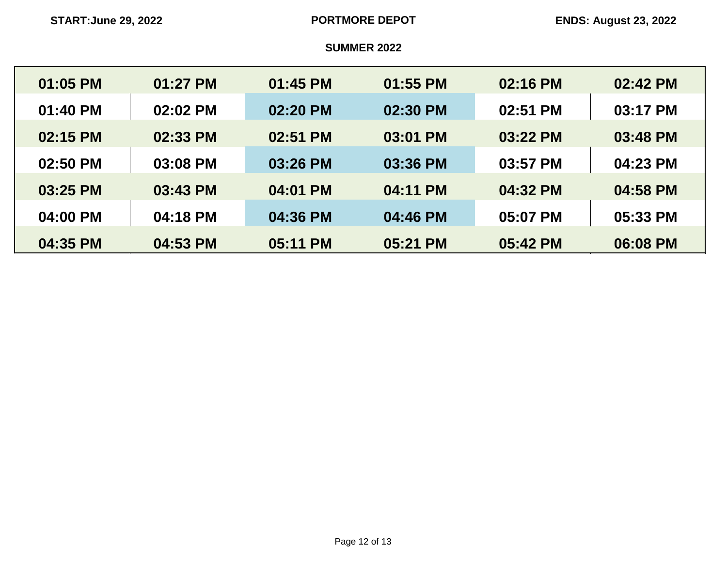START:June 29, 2022 | PORTMORE DEPOT | ENDS: August 23, 2022

**SUMMER 2022**

| | | | | | |
|---|---|---|---|---|---|
| **01:05 PM** | **01:27 PM** | **01:45 PM** | **01:55 PM** | **02:16 PM** | **02:42 PM** |
| **01:40 PM** | **02:02 PM** | **02:20 PM** | **02:30 PM** | **02:51 PM** | **03:17 PM** |
| **02:15 PM** | **02:33 PM** | **02:51 PM** | **03:01 PM** | **03:22 PM** | **03:48 PM** |
| **02:50 PM** | **03:08 PM** | **03:26 PM** | **03:36 PM** | **03:57 PM** | **04:23 PM** |
| **03:25 PM** | **03:43 PM** | **04:01 PM** | **04:11 PM** | **04:32 PM** | **04:58 PM** |
| **04:00 PM** | **04:18 PM** | **04:36 PM** | **04:46 PM** | **05:07 PM** | **05:33 PM** |
| **04:35 PM** | **04:53 PM** | **05:11 PM** | **05:21 PM** | **05:42 PM** | **06:08 PM** |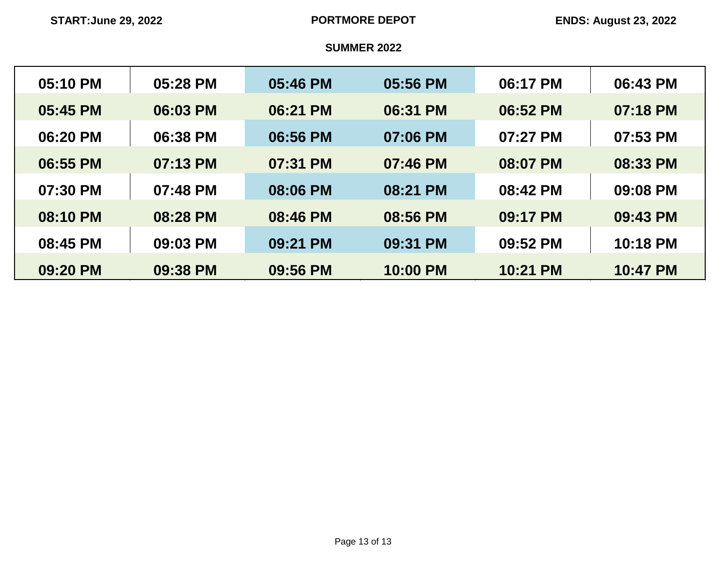START:June 29, 2022 | **PORTMORE DEPOT** | ENDS: August 23, 2022

**SUMMER 2022**

| | | | | | |
|---|---|---|---|---|---|
| 05:10 PM | 05:28 PM | 05:46 PM | 05:56 PM | 06:17 PM | 06:43 PM |
| 05:45 PM | 06:03 PM | 06:21 PM | 06:31 PM | 06:52 PM | 07:18 PM |
| 06:20 PM | 06:38 PM | 06:56 PM | 07:06 PM | 07:27 PM | 07:53 PM |
| 06:55 PM | 07:13 PM | 07:31 PM | 07:46 PM | 08:07 PM | 08:33 PM |
| 07:30 PM | 07:48 PM | 08:06 PM | 08:21 PM | 08:42 PM | 09:08 PM |
| 08:10 PM | 08:28 PM | 08:46 PM | 08:56 PM | 09:17 PM | 09:43 PM |
| 08:45 PM | 09:03 PM | 09:21 PM | 09:31 PM | 09:52 PM | 10:18 PM |
| 09:20 PM | 09:38 PM | 09:56 PM | 10:00 PM | 10:21 PM | 10:47 PM |